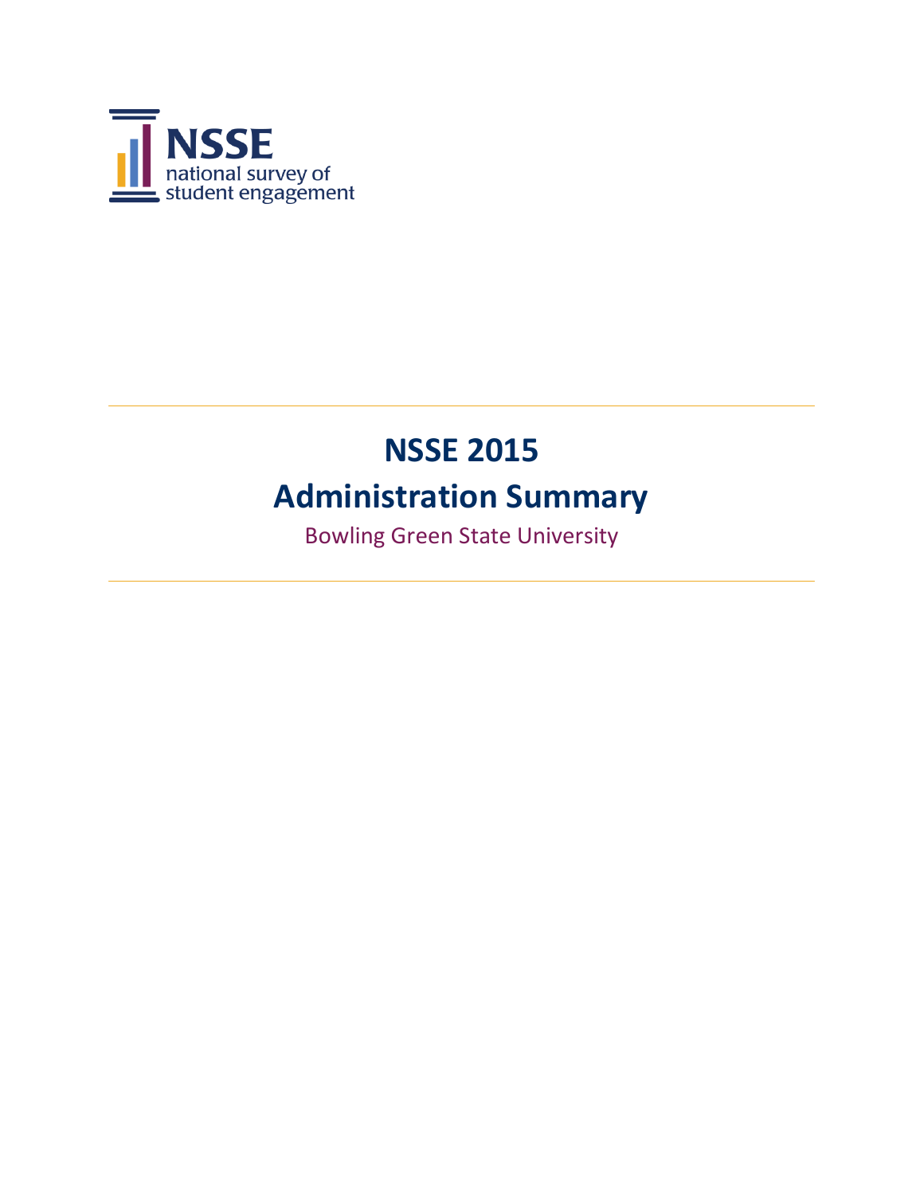NSSE
national survey of
student engagement

# NSSE 2015

# Administration Summary

Bowling Green State University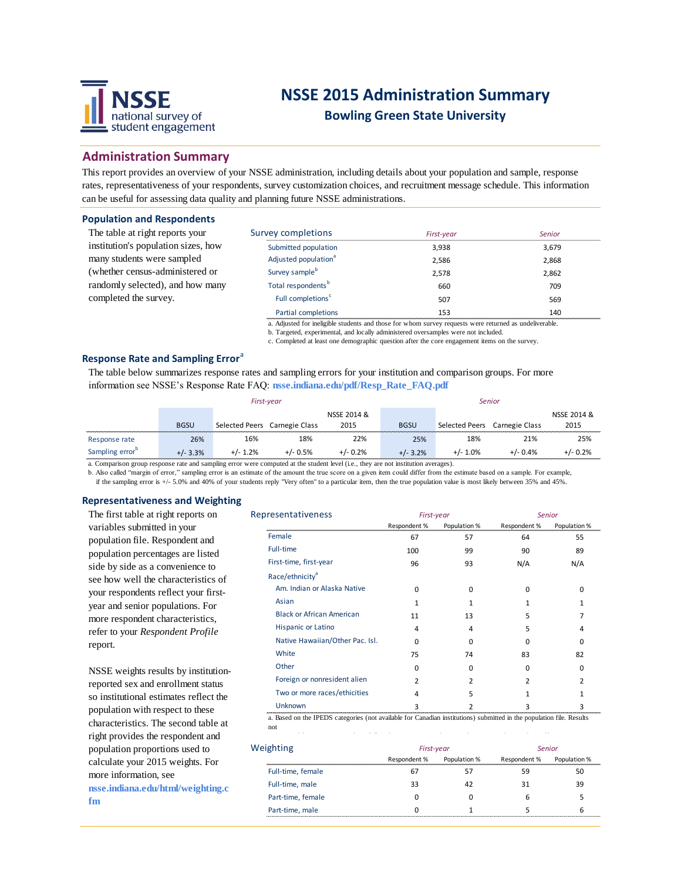# NSSE 2015 Administration Summary

## Bowling Green State University

## Administration Summary

This report provides an overview of your NSSE administration, including details about your population and sample, response rates, representativeness of your respondents, survey customization choices, and recruitment message schedule. This information can be useful for assessing data quality and planning future NSSE administrations.

### Population and Respondents

The table at right reports your institution's population sizes, how many students were sampled (whether census-administered or randomly selected), and how many completed the survey.

| Survey completions | First-year | Senior |
|---|---|---|
| Submitted population | 3,938 | 3,679 |
| Adjusted population[a] | 2,586 | 2,868 |
| Survey sample[b] | 2,578 | 2,862 |
| Total respondents[b] | 660 | 709 |
| Full completions[c] | 507 | 569 |
| Partial completions | 153 | 140 |

a. Adjusted for ineligible students and those for whom survey requests were returned as undeliverable.
b. Targeted, experimental, and locally administered oversamples were not included.
c. Completed at least one demographic question after the core engagement items on the survey.

### Response Rate and Sampling Error[a]

The table below summarizes response rates and sampling errors for your institution and comparison groups. For more information see NSSE's Response Rate FAQ: **nsse.indiana.edu/pdf/Resp_Rate_FAQ.pdf**

| | First-year | | | | Senior | | | |
|---|---|---|---|---|---|---|---|---|
| | BGSU | Selected Peers | Carnegie Class | NSSE 2014 & 2015 | BGSU | Selected Peers | Carnegie Class | NSSE 2014 & 2015 |
| Response rate | 26% | 16% | 18% | 22% | 25% | 18% | 21% | 25% |
| Sampling error[b] | +/- 3.3% | +/- 1.2% | +/- 0.5% | +/- 0.2% | +/- 3.2% | +/- 1.0% | +/- 0.4% | +/- 0.2% |

a. Comparison group response rate and sampling error were computed at the student level (i.e., they are not institution averages).
b. Also called "margin of error," sampling error is an estimate of the amount the true score on a given item could differ from the estimate based on a sample. For example, if the sampling error is +/- 5.0% and 40% of your students reply "Very often" to a particular item, then the true population value is most likely between 35% and 45%.

### Representativeness and Weighting

The first table at right reports on variables submitted in your population file. Respondent and population percentages are listed side by side as a convenience to see how well the characteristics of your respondents reflect your first-year and senior populations. For more respondent characteristics, refer to your *Respondent Profile* report.

NSSE weights results by institution-reported sex and enrollment status so institutional estimates reflect the population with respect to these characteristics. The second table at right provides the respondent and population proportions used to calculate your 2015 weights. For more information, see **nsse.indiana.edu/html/weighting.cfm**

| Representativeness | First-year | | Senior | |
|---|---|---|---|---|
| | Respondent % | Population % | Respondent % | Population % |
| Female | 67 | 57 | 64 | 55 |
| Full-time | 100 | 99 | 90 | 89 |
| First-time, first-year | 96 | 93 | N/A | N/A |
| Race/ethnicity[a] | | | | |
| Am. Indian or Alaska Native | 0 | 0 | 0 | 0 |
| Asian | 1 | 1 | 1 | 1 |
| Black or African American | 11 | 13 | 5 | 7 |
| Hispanic or Latino | 4 | 4 | 5 | 4 |
| Native Hawaiian/Other Pac. Isl. | 0 | 0 | 0 | 0 |
| White | 75 | 74 | 83 | 82 |
| Other | 0 | 0 | 0 | 0 |
| Foreign or nonresident alien | 2 | 2 | 2 | 2 |
| Two or more races/ethnicities | 4 | 5 | 1 | 1 |
| Unknown | 3 | 2 | 3 | 3 |

a. Based on the IPEDS categories (not available for Canadian institutions) submitted in the population file. Results not

| Weighting | First-year | | Senior | |
|---|---|---|---|---|
| | Respondent % | Population % | Respondent % | Population % |
| Full-time, female | 67 | 57 | 59 | 50 |
| Full-time, male | 33 | 42 | 31 | 39 |
| Part-time, female | 0 | 0 | 6 | 5 |
| Part-time, male | 0 | 1 | 5 | 6 |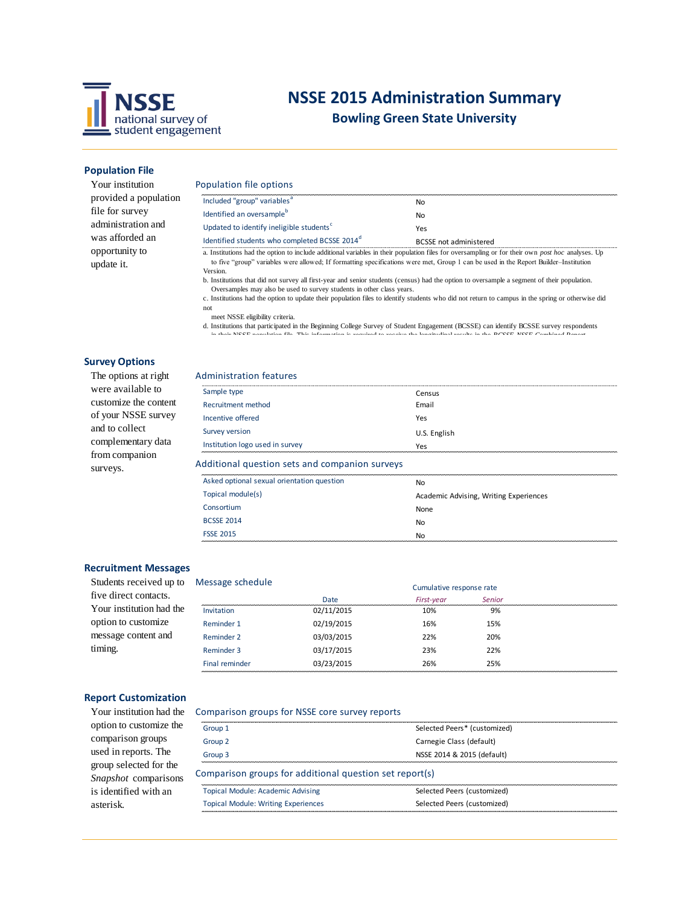# NSSE 2015 Administration Summary

## Bowling Green State University

### Population File

Your institution provided a population file for survey administration and was afforded an opportunity to update it.

**Population file options**

| | |
|---|---|
| Included "group" variables[a] | No |
| Identified an oversample[b] | No |
| Updated to identify ineligible students[c] | Yes |
| Identified students who completed BCSSE 2014[d] | BCSSE not administered |

a. Institutions had the option to include additional variables in their population files for oversampling or for their own *post hoc* analyses. Up to five "group" variables were allowed; If formatting specifications were met, Group 1 can be used in the Report Builder–Institution Version.

b. Institutions that did not survey all first-year and senior students (census) had the option to oversample a segment of their population. Oversamples may also be used to survey students in other class years.

c. Institutions had the option to update their population files to identify students who did not return to campus in the spring or otherwise did not meet NSSE eligibility criteria.

d. Institutions that participated in the Beginning College Survey of Student Engagement (BCSSE) can identify BCSSE survey respondents in their NSSE population file. This information is required to receive the longitudinal results in the BCSSE-NSSE Combined Report.

### Survey Options

The options at right were available to customize the content of your NSSE survey and to collect complementary data from companion surveys.

**Administration features**

| | |
|---|---|
| Sample type | Census |
| Recruitment method | Email |
| Incentive offered | Yes |
| Survey version | U.S. English |
| Institution logo used in survey | Yes |

**Additional question sets and companion surveys**

| | |
|---|---|
| Asked optional sexual orientation question | No |
| Topical module(s) | Academic Advising, Writing Experiences |
| Consortium | None |
| BCSSE 2014 | No |
| FSSE 2015 | No |

### Recruitment Messages

Students received up to five direct contacts. Your institution had the option to customize message content and timing.

**Message schedule**

| | | Cumulative response rate | |
|---|---|---|---|
| | Date | *First-year* | *Senior* |
| Invitation | 02/11/2015 | 10% | 9% |
| Reminder 1 | 02/19/2015 | 16% | 15% |
| Reminder 2 | 03/03/2015 | 22% | 20% |
| Reminder 3 | 03/17/2015 | 23% | 22% |
| Final reminder | 03/23/2015 | 26% | 25% |

### Report Customization

Your institution had the option to customize the comparison groups used in reports. The group selected for the *Snapshot* comparisons is identified with an asterisk.

**Comparison groups for NSSE core survey reports**

| | |
|---|---|
| Group 1 | Selected Peers* (customized) |
| Group 2 | Carnegie Class (default) |
| Group 3 | NSSE 2014 & 2015 (default) |

**Comparison groups for additional question set report(s)**

| | |
|---|---|
| Topical Module: Academic Advising | Selected Peers (customized) |
| Topical Module: Writing Experiences | Selected Peers (customized) |